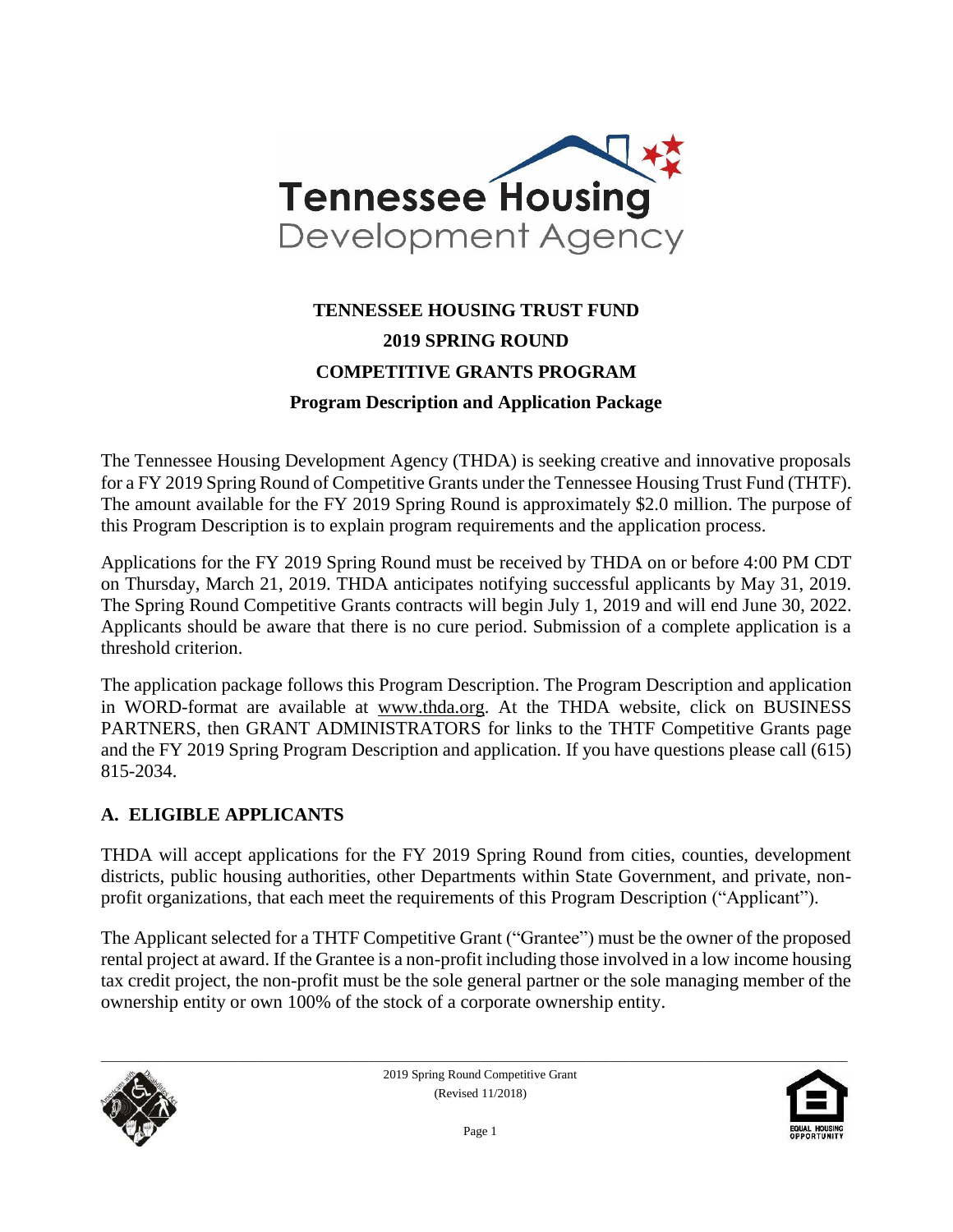# TENNESSEE HOUSING TRUST FUND

## 2019 SPRING ROUND

## COMPETITIVE GRANTS PROGRAM

### Program Description and Application Package

The Tennessee Housing Development Agency (THDA) is seeking creative and innovative proposals for a FY 2019 Spring Round of Competitive Grants under the Tennessee Housing Trust Fund (THTF). The amount available for the FY 2019 Spring Round is approximately $2.0 million. The purpose of this Program Description is to explain program requirements and the application process.

Applications for the FY 2019 Spring Round must be received by THDA on or before 4:00 PM CDT on Thursday, March 21, 2019. THDA anticipates notifying successful applicants by May 31, 2019. The Spring Round Competitive Grants contracts will begin July 1, 2019 and will end June 30, 2022. Applicants should be aware that there is no cure period. Submission of a complete application is a threshold criterion.

The application package follows this Program Description. The Program Description and application in WORD-format are available at www.thda.org. At the THDA website, click on BUSINESS PARTNERS, then GRANT ADMINISTRATORS for links to the THTF Competitive Grants page and the FY 2019 Spring Program Description and application. If you have questions please call (615) 815-2034.

## A. ELIGIBLE APPLICANTS

THDA will accept applications for the FY 2019 Spring Round from cities, counties, development districts, public housing authorities, other Departments within State Government, and private, non-profit organizations, that each meet the requirements of this Program Description ("Applicant").

The Applicant selected for a THTF Competitive Grant ("Grantee") must be the owner of the proposed rental project at award. If the Grantee is a non-profit including those involved in a low income housing tax credit project, the non-profit must be the sole general partner or the sole managing member of the ownership entity or own 100% of the stock of a corporate ownership entity.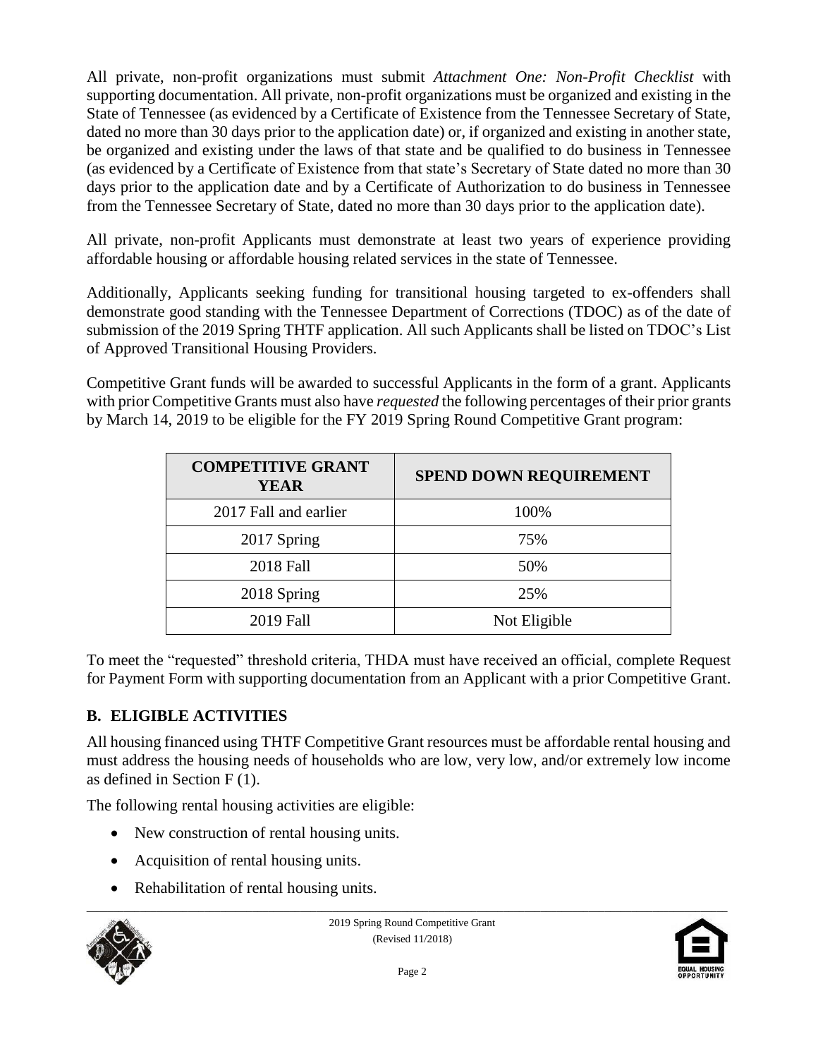All private, non-profit organizations must submit *Attachment One: Non-Profit Checklist* with supporting documentation. All private, non-profit organizations must be organized and existing in the State of Tennessee (as evidenced by a Certificate of Existence from the Tennessee Secretary of State, dated no more than 30 days prior to the application date) or, if organized and existing in another state, be organized and existing under the laws of that state and be qualified to do business in Tennessee (as evidenced by a Certificate of Existence from that state's Secretary of State dated no more than 30 days prior to the application date and by a Certificate of Authorization to do business in Tennessee from the Tennessee Secretary of State, dated no more than 30 days prior to the application date).

All private, non-profit Applicants must demonstrate at least two years of experience providing affordable housing or affordable housing related services in the state of Tennessee.

Additionally, Applicants seeking funding for transitional housing targeted to ex-offenders shall demonstrate good standing with the Tennessee Department of Corrections (TDOC) as of the date of submission of the 2019 Spring THTF application. All such Applicants shall be listed on TDOC's List of Approved Transitional Housing Providers.

Competitive Grant funds will be awarded to successful Applicants in the form of a grant. Applicants with prior Competitive Grants must also have *requested* the following percentages of their prior grants by March 14, 2019 to be eligible for the FY 2019 Spring Round Competitive Grant program:

| COMPETITIVE GRANT YEAR | SPEND DOWN REQUIREMENT |
|---|---|
| 2017 Fall and earlier | 100% |
| 2017 Spring | 75% |
| 2018 Fall | 50% |
| 2018 Spring | 25% |
| 2019 Fall | Not Eligible |

To meet the "requested" threshold criteria, THDA must have received an official, complete Request for Payment Form with supporting documentation from an Applicant with a prior Competitive Grant.

## B. ELIGIBLE ACTIVITIES

All housing financed using THTF Competitive Grant resources must be affordable rental housing and must address the housing needs of households who are low, very low, and/or extremely low income as defined in Section F (1).

The following rental housing activities are eligible:

- New construction of rental housing units.
- Acquisition of rental housing units.
- Rehabilitation of rental housing units.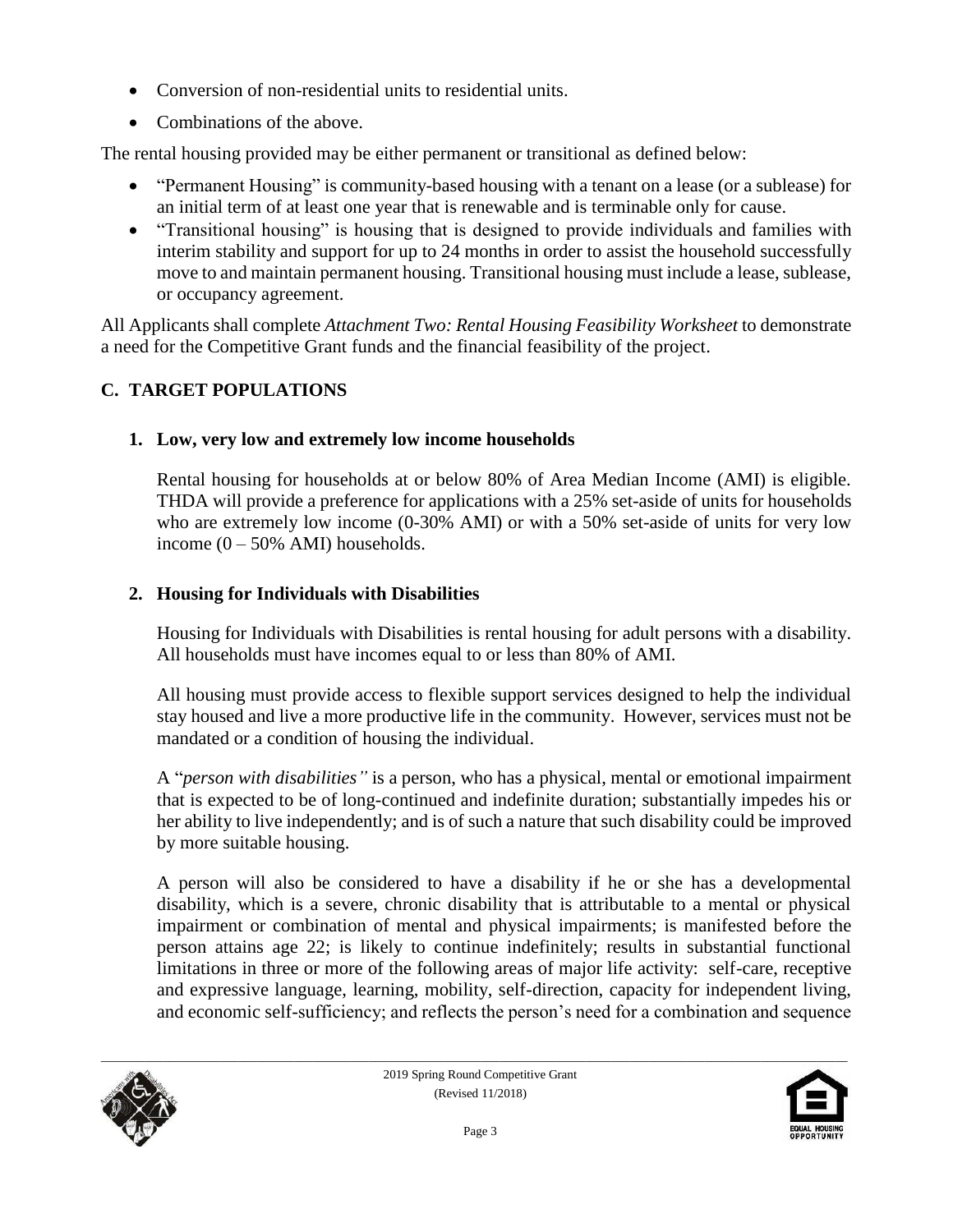- Conversion of non-residential units to residential units.
- Combinations of the above.

The rental housing provided may be either permanent or transitional as defined below:

- "Permanent Housing" is community-based housing with a tenant on a lease (or a sublease) for an initial term of at least one year that is renewable and is terminable only for cause.
- "Transitional housing" is housing that is designed to provide individuals and families with interim stability and support for up to 24 months in order to assist the household successfully move to and maintain permanent housing. Transitional housing must include a lease, sublease, or occupancy agreement.

All Applicants shall complete *Attachment Two: Rental Housing Feasibility Worksheet* to demonstrate a need for the Competitive Grant funds and the financial feasibility of the project.

## C. TARGET POPULATIONS

### 1. Low, very low and extremely low income households

Rental housing for households at or below 80% of Area Median Income (AMI) is eligible. THDA will provide a preference for applications with a 25% set-aside of units for households who are extremely low income (0-30% AMI) or with a 50% set-aside of units for very low income (0 – 50% AMI) households.

### 2. Housing for Individuals with Disabilities

Housing for Individuals with Disabilities is rental housing for adult persons with a disability. All households must have incomes equal to or less than 80% of AMI.

All housing must provide access to flexible support services designed to help the individual stay housed and live a more productive life in the community. However, services must not be mandated or a condition of housing the individual.

A "*person with disabilities"* is a person, who has a physical, mental or emotional impairment that is expected to be of long-continued and indefinite duration; substantially impedes his or her ability to live independently; and is of such a nature that such disability could be improved by more suitable housing.

A person will also be considered to have a disability if he or she has a developmental disability, which is a severe, chronic disability that is attributable to a mental or physical impairment or combination of mental and physical impairments; is manifested before the person attains age 22; is likely to continue indefinitely; results in substantial functional limitations in three or more of the following areas of major life activity: self-care, receptive and expressive language, learning, mobility, self-direction, capacity for independent living, and economic self-sufficiency; and reflects the person's need for a combination and sequence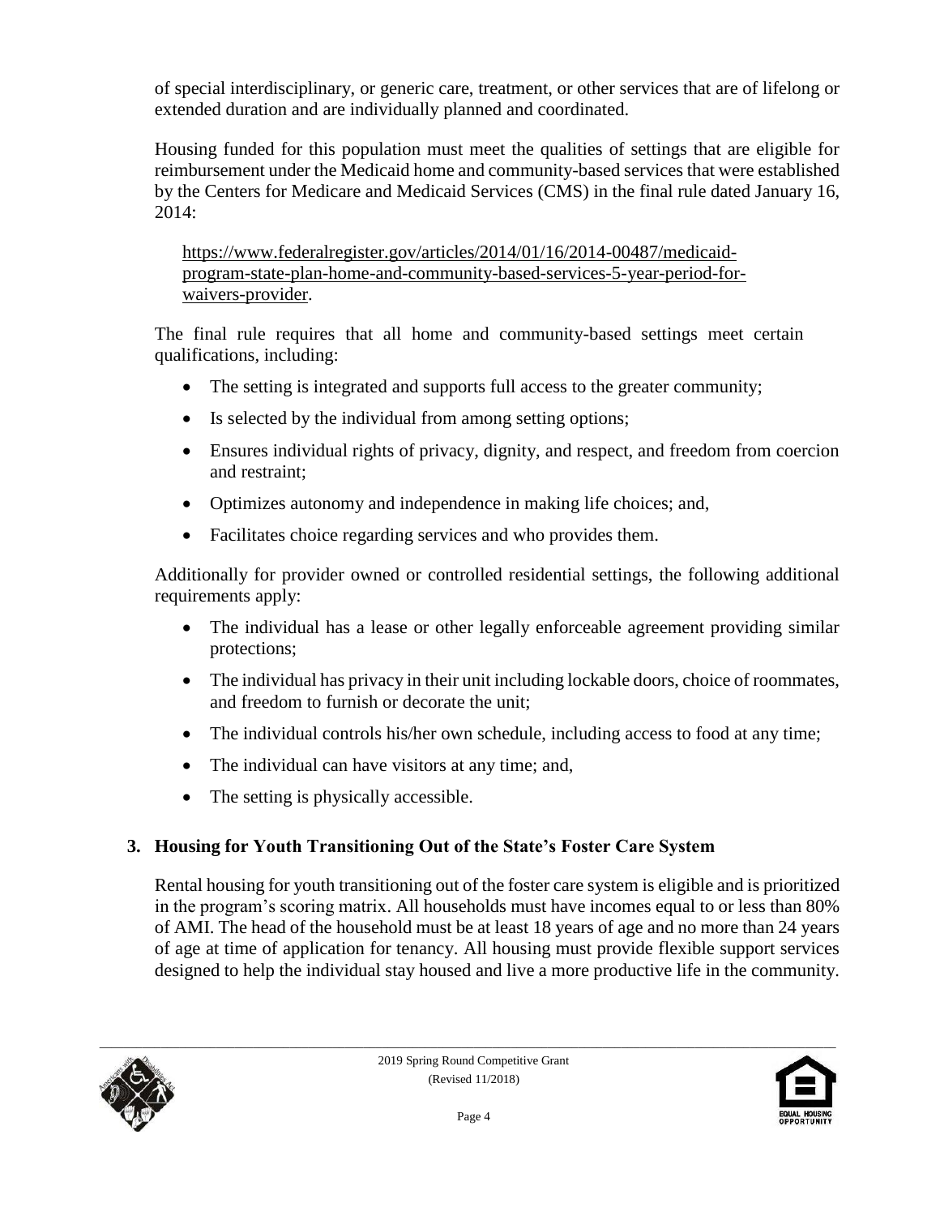of special interdisciplinary, or generic care, treatment, or other services that are of lifelong or extended duration and are individually planned and coordinated.

Housing funded for this population must meet the qualities of settings that are eligible for reimbursement under the Medicaid home and community-based services that were established by the Centers for Medicare and Medicaid Services (CMS) in the final rule dated January 16, 2014:

https://www.federalregister.gov/articles/2014/01/16/2014-00487/medicaid-program-state-plan-home-and-community-based-services-5-year-period-for-waivers-provider.

The final rule requires that all home and community-based settings meet certain qualifications, including:

- The setting is integrated and supports full access to the greater community;
- Is selected by the individual from among setting options;
- Ensures individual rights of privacy, dignity, and respect, and freedom from coercion and restraint;
- Optimizes autonomy and independence in making life choices; and,
- Facilitates choice regarding services and who provides them.

Additionally for provider owned or controlled residential settings, the following additional requirements apply:

- The individual has a lease or other legally enforceable agreement providing similar protections;
- The individual has privacy in their unit including lockable doors, choice of roommates, and freedom to furnish or decorate the unit;
- The individual controls his/her own schedule, including access to food at any time;
- The individual can have visitors at any time; and,
- The setting is physically accessible.

### 3. Housing for Youth Transitioning Out of the State's Foster Care System

Rental housing for youth transitioning out of the foster care system is eligible and is prioritized in the program's scoring matrix. All households must have incomes equal to or less than 80% of AMI. The head of the household must be at least 18 years of age and no more than 24 years of age at time of application for tenancy. All housing must provide flexible support services designed to help the individual stay housed and live a more productive life in the community.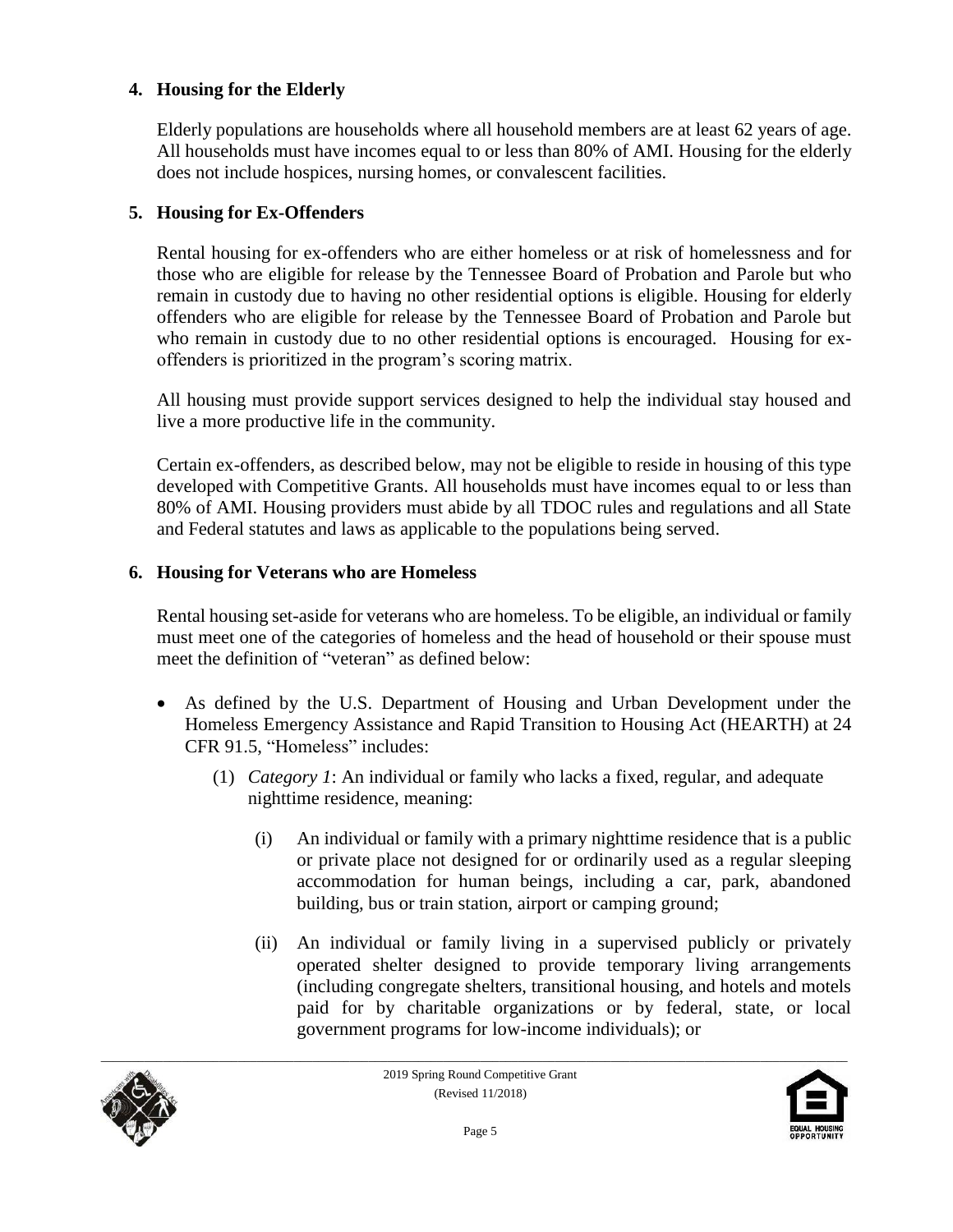**4. Housing for the Elderly**

Elderly populations are households where all household members are at least 62 years of age. All households must have incomes equal to or less than 80% of AMI. Housing for the elderly does not include hospices, nursing homes, or convalescent facilities.

**5. Housing for Ex-Offenders**

Rental housing for ex-offenders who are either homeless or at risk of homelessness and for those who are eligible for release by the Tennessee Board of Probation and Parole but who remain in custody due to having no other residential options is eligible. Housing for elderly offenders who are eligible for release by the Tennessee Board of Probation and Parole but who remain in custody due to no other residential options is encouraged. Housing for ex-offenders is prioritized in the program's scoring matrix.

All housing must provide support services designed to help the individual stay housed and live a more productive life in the community.

Certain ex-offenders, as described below, may not be eligible to reside in housing of this type developed with Competitive Grants. All households must have incomes equal to or less than 80% of AMI. Housing providers must abide by all TDOC rules and regulations and all State and Federal statutes and laws as applicable to the populations being served.

**6. Housing for Veterans who are Homeless**

Rental housing set-aside for veterans who are homeless. To be eligible, an individual or family must meet one of the categories of homeless and the head of household or their spouse must meet the definition of "veteran" as defined below:

- As defined by the U.S. Department of Housing and Urban Development under the Homeless Emergency Assistance and Rapid Transition to Housing Act (HEARTH) at 24 CFR 91.5, "Homeless" includes:
  - (1) *Category 1*: An individual or family who lacks a fixed, regular, and adequate nighttime residence, meaning:
    - (i) An individual or family with a primary nighttime residence that is a public or private place not designed for or ordinarily used as a regular sleeping accommodation for human beings, including a car, park, abandoned building, bus or train station, airport or camping ground;
    - (ii) An individual or family living in a supervised publicly or privately operated shelter designed to provide temporary living arrangements (including congregate shelters, transitional housing, and hotels and motels paid for by charitable organizations or by federal, state, or local government programs for low-income individuals); or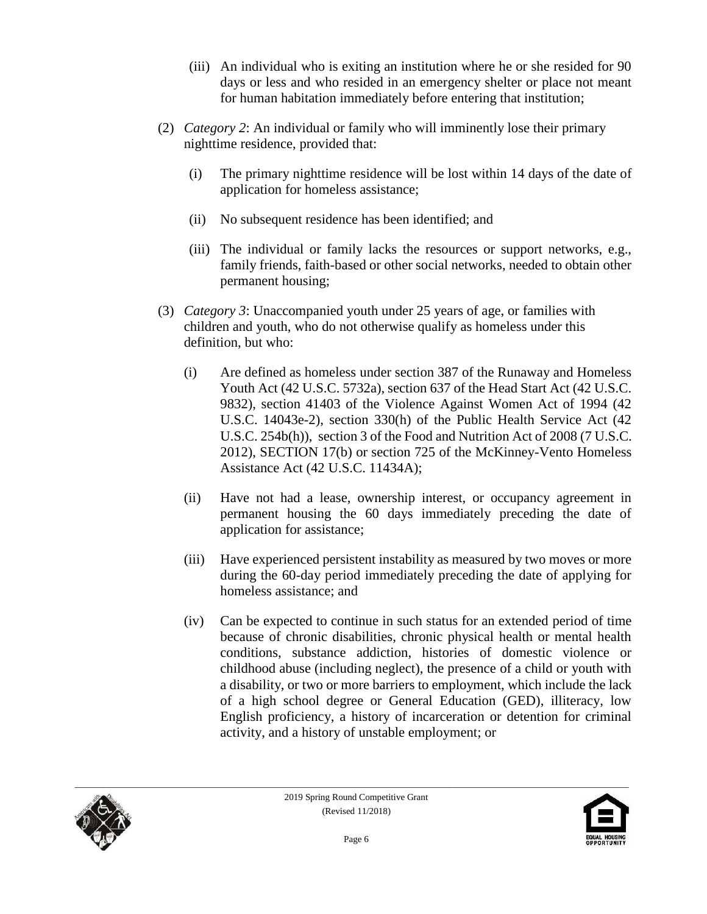(iii) An individual who is exiting an institution where he or she resided for 90 days or less and who resided in an emergency shelter or place not meant for human habitation immediately before entering that institution;

(2) *Category 2*: An individual or family who will imminently lose their primary nighttime residence, provided that:

   (i) The primary nighttime residence will be lost within 14 days of the date of application for homeless assistance;

   (ii) No subsequent residence has been identified; and

   (iii) The individual or family lacks the resources or support networks, e.g., family friends, faith-based or other social networks, needed to obtain other permanent housing;

(3) *Category 3*: Unaccompanied youth under 25 years of age, or families with children and youth, who do not otherwise qualify as homeless under this definition, but who:

   (i) Are defined as homeless under section 387 of the Runaway and Homeless Youth Act (42 U.S.C. 5732a), section 637 of the Head Start Act (42 U.S.C. 9832), section 41403 of the Violence Against Women Act of 1994 (42 U.S.C. 14043e-2), section 330(h) of the Public Health Service Act (42 U.S.C. 254b(h)), section 3 of the Food and Nutrition Act of 2008 (7 U.S.C. 2012), SECTION 17(b) or section 725 of the McKinney-Vento Homeless Assistance Act (42 U.S.C. 11434A);

   (ii) Have not had a lease, ownership interest, or occupancy agreement in permanent housing the 60 days immediately preceding the date of application for assistance;

   (iii) Have experienced persistent instability as measured by two moves or more during the 60-day period immediately preceding the date of applying for homeless assistance; and

   (iv) Can be expected to continue in such status for an extended period of time because of chronic disabilities, chronic physical health or mental health conditions, substance addiction, histories of domestic violence or childhood abuse (including neglect), the presence of a child or youth with a disability, or two or more barriers to employment, which include the lack of a high school degree or General Education (GED), illiteracy, low English proficiency, a history of incarceration or detention for criminal activity, and a history of unstable employment; or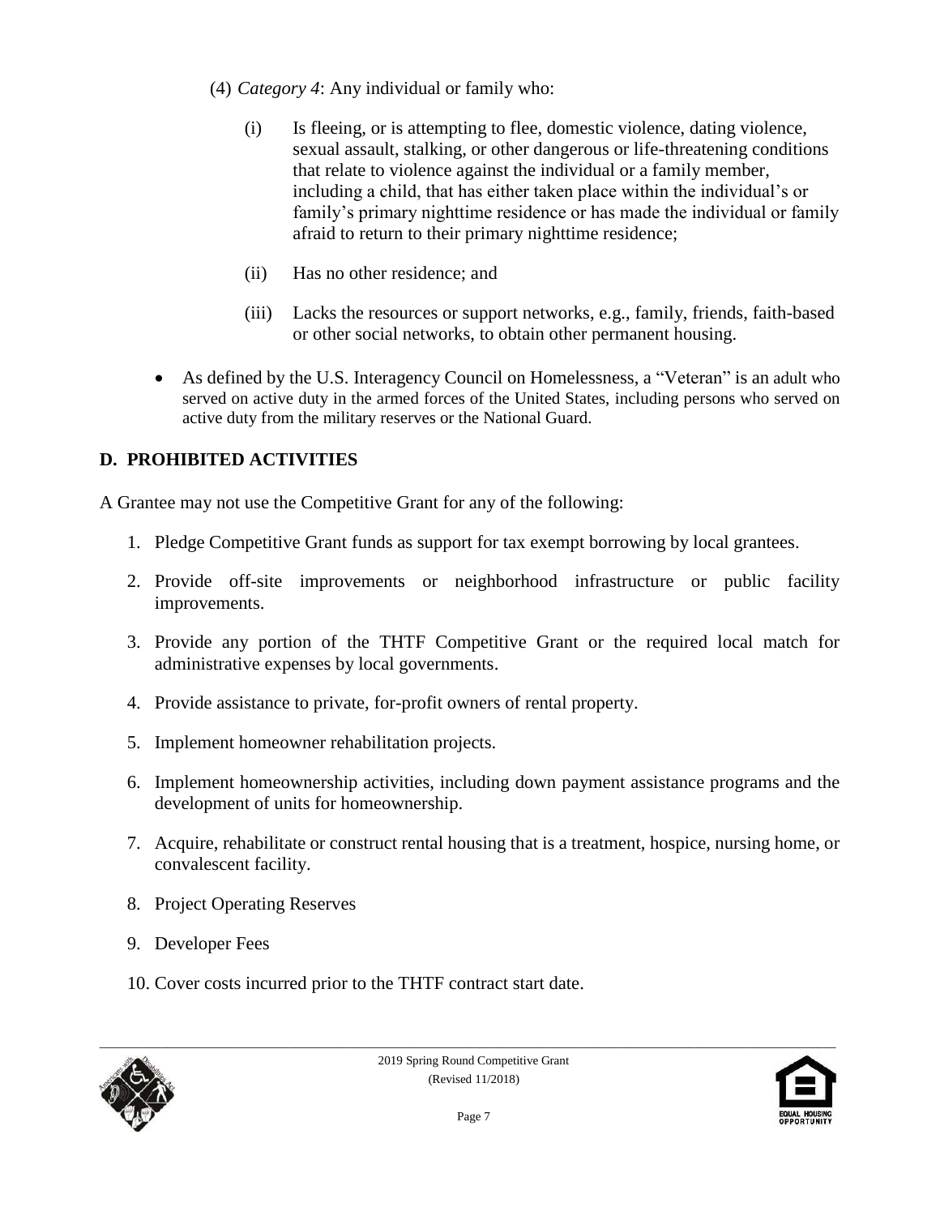(4) *Category 4*: Any individual or family who:

   (i) Is fleeing, or is attempting to flee, domestic violence, dating violence, sexual assault, stalking, or other dangerous or life-threatening conditions that relate to violence against the individual or a family member, including a child, that has either taken place within the individual's or family's primary nighttime residence or has made the individual or family afraid to return to their primary nighttime residence;

   (ii) Has no other residence; and

   (iii) Lacks the resources or support networks, e.g., family, friends, faith-based or other social networks, to obtain other permanent housing.

- As defined by the U.S. Interagency Council on Homelessness, a "Veteran" is an adult who served on active duty in the armed forces of the United States, including persons who served on active duty from the military reserves or the National Guard.

## D. PROHIBITED ACTIVITIES

A Grantee may not use the Competitive Grant for any of the following:

1. Pledge Competitive Grant funds as support for tax exempt borrowing by local grantees.
2. Provide off-site improvements or neighborhood infrastructure or public facility improvements.
3. Provide any portion of the THTF Competitive Grant or the required local match for administrative expenses by local governments.
4. Provide assistance to private, for-profit owners of rental property.
5. Implement homeowner rehabilitation projects.
6. Implement homeownership activities, including down payment assistance programs and the development of units for homeownership.
7. Acquire, rehabilitate or construct rental housing that is a treatment, hospice, nursing home, or convalescent facility.
8. Project Operating Reserves
9. Developer Fees
10. Cover costs incurred prior to the THTF contract start date.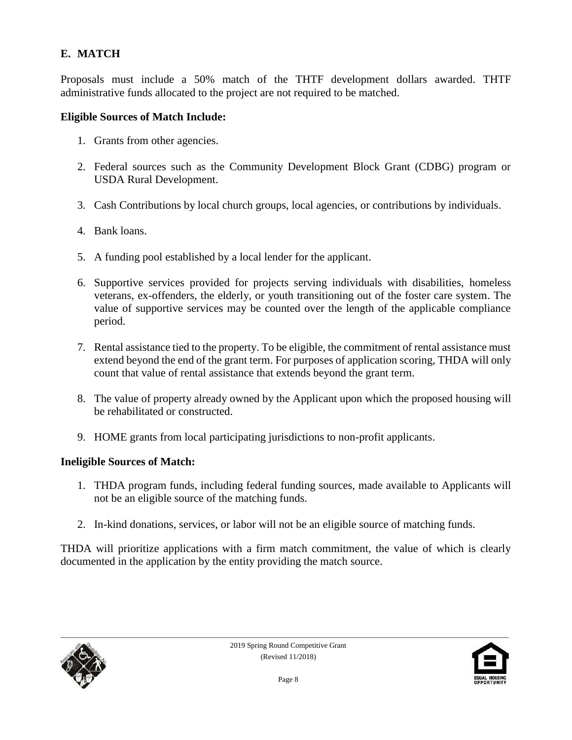## E. MATCH

Proposals must include a 50% match of the THTF development dollars awarded. THTF administrative funds allocated to the project are not required to be matched.

### Eligible Sources of Match Include:

1. Grants from other agencies.
2. Federal sources such as the Community Development Block Grant (CDBG) program or USDA Rural Development.
3. Cash Contributions by local church groups, local agencies, or contributions by individuals.
4. Bank loans.
5. A funding pool established by a local lender for the applicant.
6. Supportive services provided for projects serving individuals with disabilities, homeless veterans, ex-offenders, the elderly, or youth transitioning out of the foster care system. The value of supportive services may be counted over the length of the applicable compliance period.
7. Rental assistance tied to the property. To be eligible, the commitment of rental assistance must extend beyond the end of the grant term. For purposes of application scoring, THDA will only count that value of rental assistance that extends beyond the grant term.
8. The value of property already owned by the Applicant upon which the proposed housing will be rehabilitated or constructed.
9. HOME grants from local participating jurisdictions to non-profit applicants.

### Ineligible Sources of Match:

1. THDA program funds, including federal funding sources, made available to Applicants will not be an eligible source of the matching funds.
2. In-kind donations, services, or labor will not be an eligible source of matching funds.

THDA will prioritize applications with a firm match commitment, the value of which is clearly documented in the application by the entity providing the match source.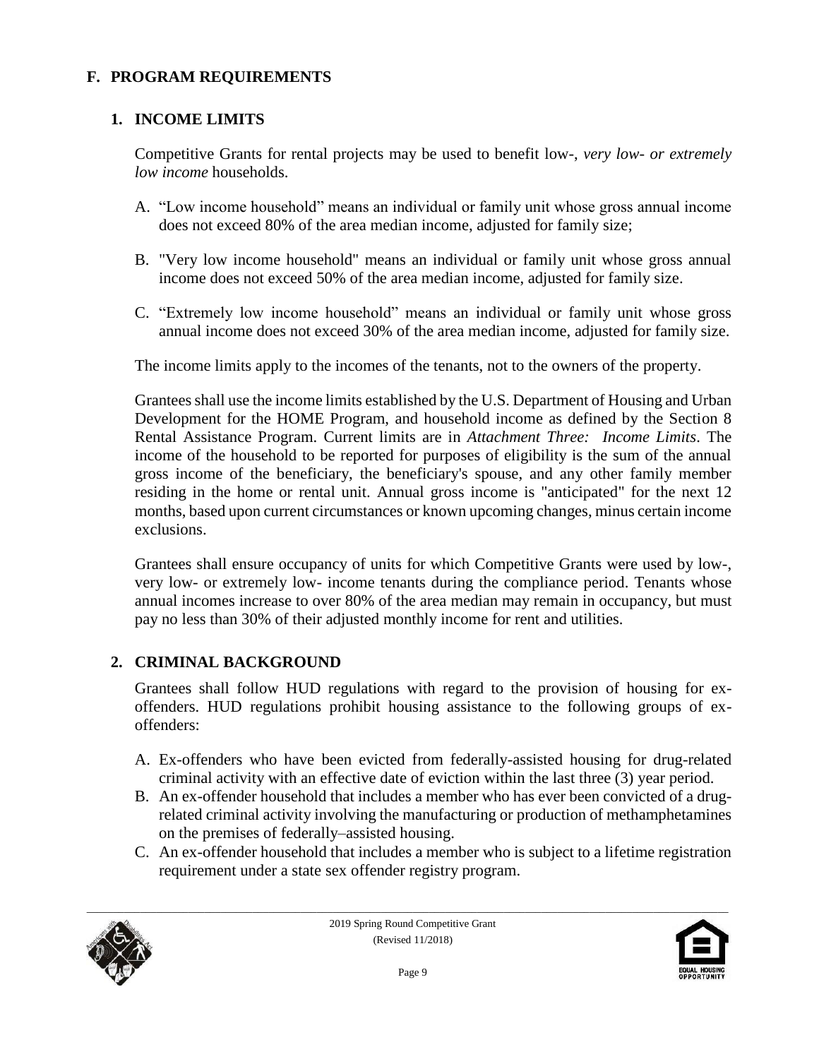## F. PROGRAM REQUIREMENTS

### 1. INCOME LIMITS

Competitive Grants for rental projects may be used to benefit low-, *very low- or extremely low income* households.

A. "Low income household" means an individual or family unit whose gross annual income does not exceed 80% of the area median income, adjusted for family size;

B. "Very low income household" means an individual or family unit whose gross annual income does not exceed 50% of the area median income, adjusted for family size.

C. "Extremely low income household" means an individual or family unit whose gross annual income does not exceed 30% of the area median income, adjusted for family size.

The income limits apply to the incomes of the tenants, not to the owners of the property.

Grantees shall use the income limits established by the U.S. Department of Housing and Urban Development for the HOME Program, and household income as defined by the Section 8 Rental Assistance Program. Current limits are in *Attachment Three: Income Limits*. The income of the household to be reported for purposes of eligibility is the sum of the annual gross income of the beneficiary, the beneficiary's spouse, and any other family member residing in the home or rental unit. Annual gross income is "anticipated" for the next 12 months, based upon current circumstances or known upcoming changes, minus certain income exclusions.

Grantees shall ensure occupancy of units for which Competitive Grants were used by low-, very low- or extremely low- income tenants during the compliance period. Tenants whose annual incomes increase to over 80% of the area median may remain in occupancy, but must pay no less than 30% of their adjusted monthly income for rent and utilities.

### 2. CRIMINAL BACKGROUND

Grantees shall follow HUD regulations with regard to the provision of housing for ex-offenders. HUD regulations prohibit housing assistance to the following groups of ex-offenders:

A. Ex-offenders who have been evicted from federally-assisted housing for drug-related criminal activity with an effective date of eviction within the last three (3) year period.
B. An ex-offender household that includes a member who has ever been convicted of a drug-related criminal activity involving the manufacturing or production of methamphetamines on the premises of federally–assisted housing.
C. An ex-offender household that includes a member who is subject to a lifetime registration requirement under a state sex offender registry program.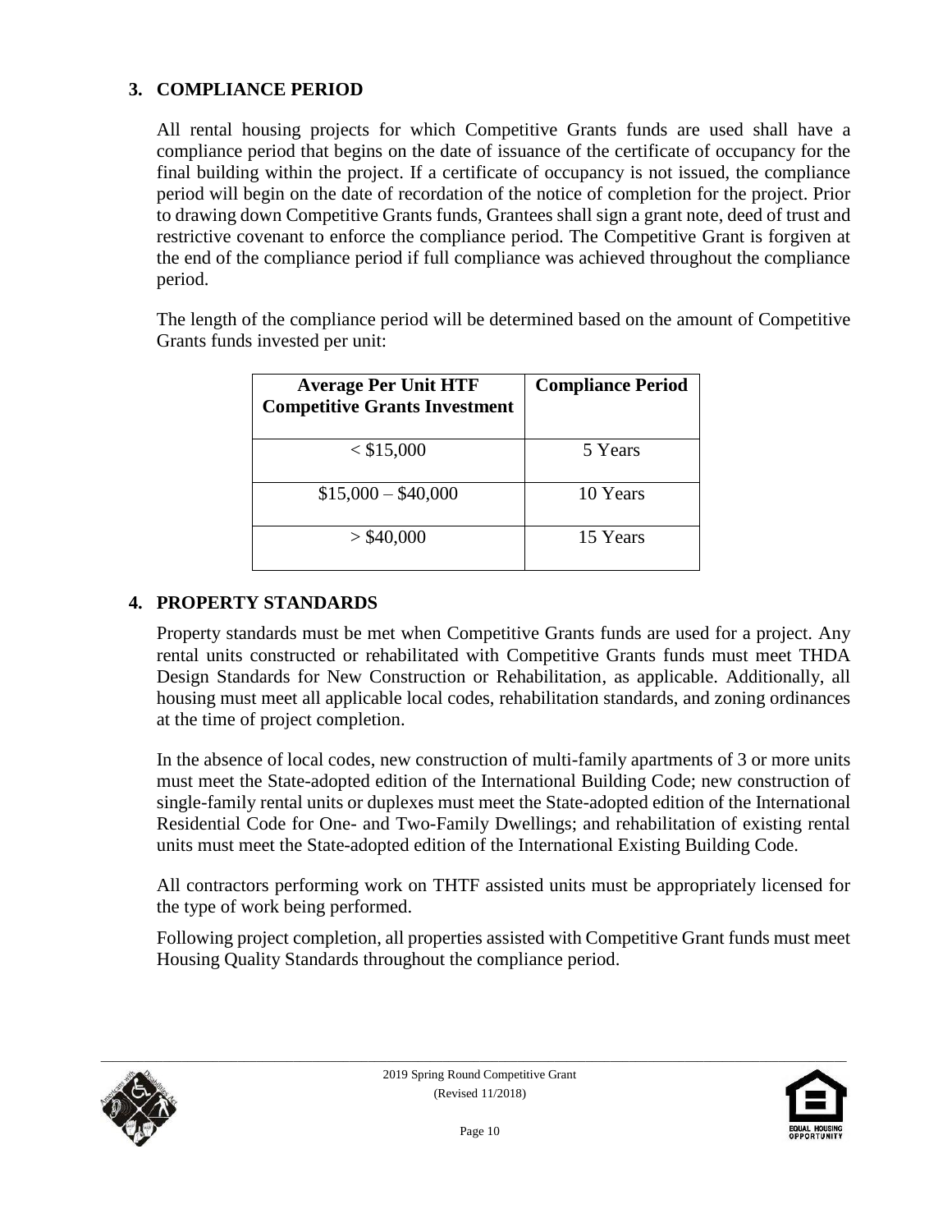## 3. COMPLIANCE PERIOD

All rental housing projects for which Competitive Grants funds are used shall have a compliance period that begins on the date of issuance of the certificate of occupancy for the final building within the project. If a certificate of occupancy is not issued, the compliance period will begin on the date of recordation of the notice of completion for the project. Prior to drawing down Competitive Grants funds, Grantees shall sign a grant note, deed of trust and restrictive covenant to enforce the compliance period. The Competitive Grant is forgiven at the end of the compliance period if full compliance was achieved throughout the compliance period.

The length of the compliance period will be determined based on the amount of Competitive Grants funds invested per unit:

| Average Per Unit HTF Competitive Grants Investment | Compliance Period |
|---|---|
| < $15,000 | 5 Years |
| $15,000 – $40,000 | 10 Years |
| > $40,000 | 15 Years |

## 4. PROPERTY STANDARDS

Property standards must be met when Competitive Grants funds are used for a project. Any rental units constructed or rehabilitated with Competitive Grants funds must meet THDA Design Standards for New Construction or Rehabilitation, as applicable. Additionally, all housing must meet all applicable local codes, rehabilitation standards, and zoning ordinances at the time of project completion.

In the absence of local codes, new construction of multi-family apartments of 3 or more units must meet the State-adopted edition of the International Building Code; new construction of single-family rental units or duplexes must meet the State-adopted edition of the International Residential Code for One- and Two-Family Dwellings; and rehabilitation of existing rental units must meet the State-adopted edition of the International Existing Building Code.

All contractors performing work on THTF assisted units must be appropriately licensed for the type of work being performed.

Following project completion, all properties assisted with Competitive Grant funds must meet Housing Quality Standards throughout the compliance period.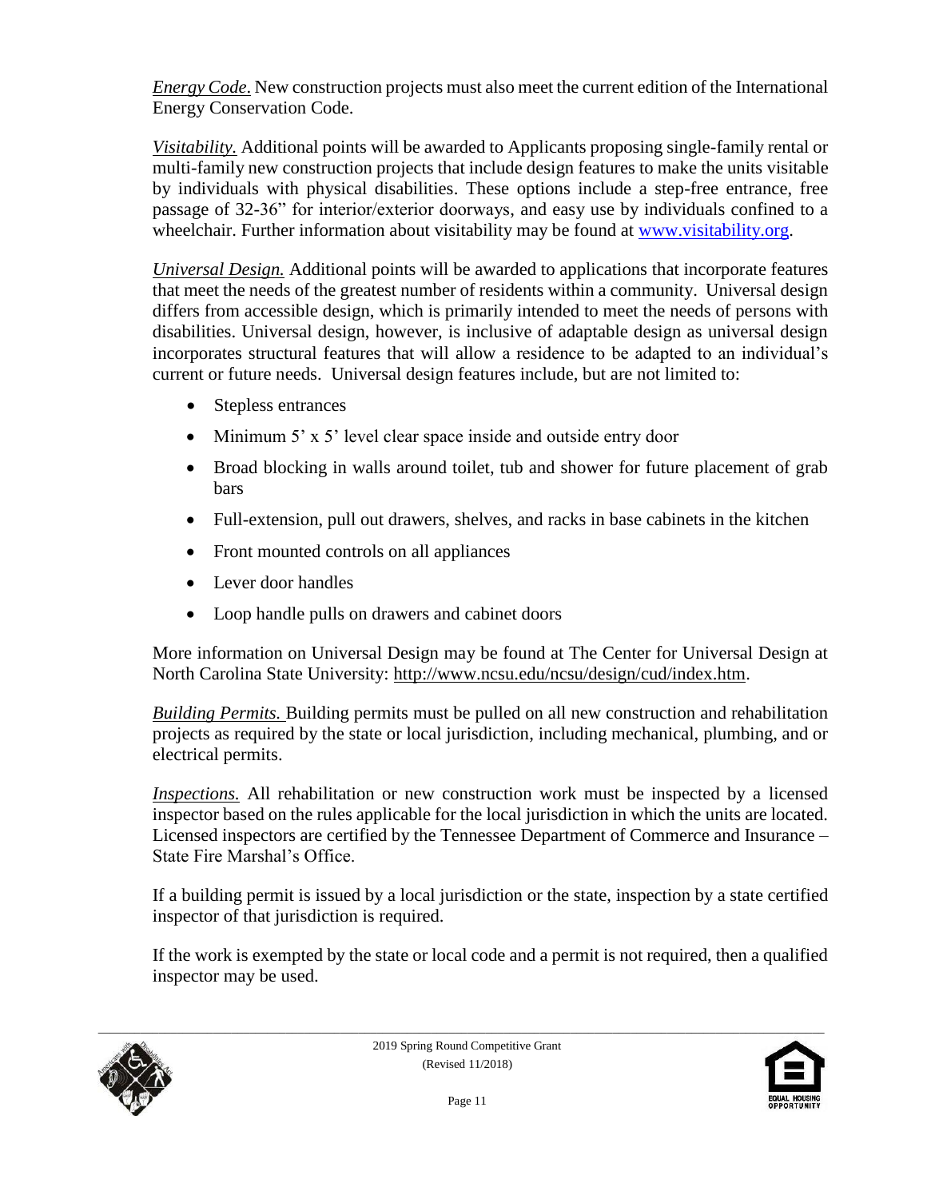*Energy Code.* New construction projects must also meet the current edition of the International Energy Conservation Code.

*Visitability.* Additional points will be awarded to Applicants proposing single-family rental or multi-family new construction projects that include design features to make the units visitable by individuals with physical disabilities. These options include a step-free entrance, free passage of 32-36" for interior/exterior doorways, and easy use by individuals confined to a wheelchair. Further information about visitability may be found at www.visitability.org.

*Universal Design.* Additional points will be awarded to applications that incorporate features that meet the needs of the greatest number of residents within a community. Universal design differs from accessible design, which is primarily intended to meet the needs of persons with disabilities. Universal design, however, is inclusive of adaptable design as universal design incorporates structural features that will allow a residence to be adapted to an individual's current or future needs. Universal design features include, but are not limited to:

- Stepless entrances
- Minimum 5' x 5' level clear space inside and outside entry door
- Broad blocking in walls around toilet, tub and shower for future placement of grab bars
- Full-extension, pull out drawers, shelves, and racks in base cabinets in the kitchen
- Front mounted controls on all appliances
- Lever door handles
- Loop handle pulls on drawers and cabinet doors

More information on Universal Design may be found at The Center for Universal Design at North Carolina State University: http://www.ncsu.edu/ncsu/design/cud/index.htm.

*Building Permits.* Building permits must be pulled on all new construction and rehabilitation projects as required by the state or local jurisdiction, including mechanical, plumbing, and or electrical permits.

*Inspections.* All rehabilitation or new construction work must be inspected by a licensed inspector based on the rules applicable for the local jurisdiction in which the units are located. Licensed inspectors are certified by the Tennessee Department of Commerce and Insurance – State Fire Marshal's Office.

If a building permit is issued by a local jurisdiction or the state, inspection by a state certified inspector of that jurisdiction is required.

If the work is exempted by the state or local code and a permit is not required, then a qualified inspector may be used.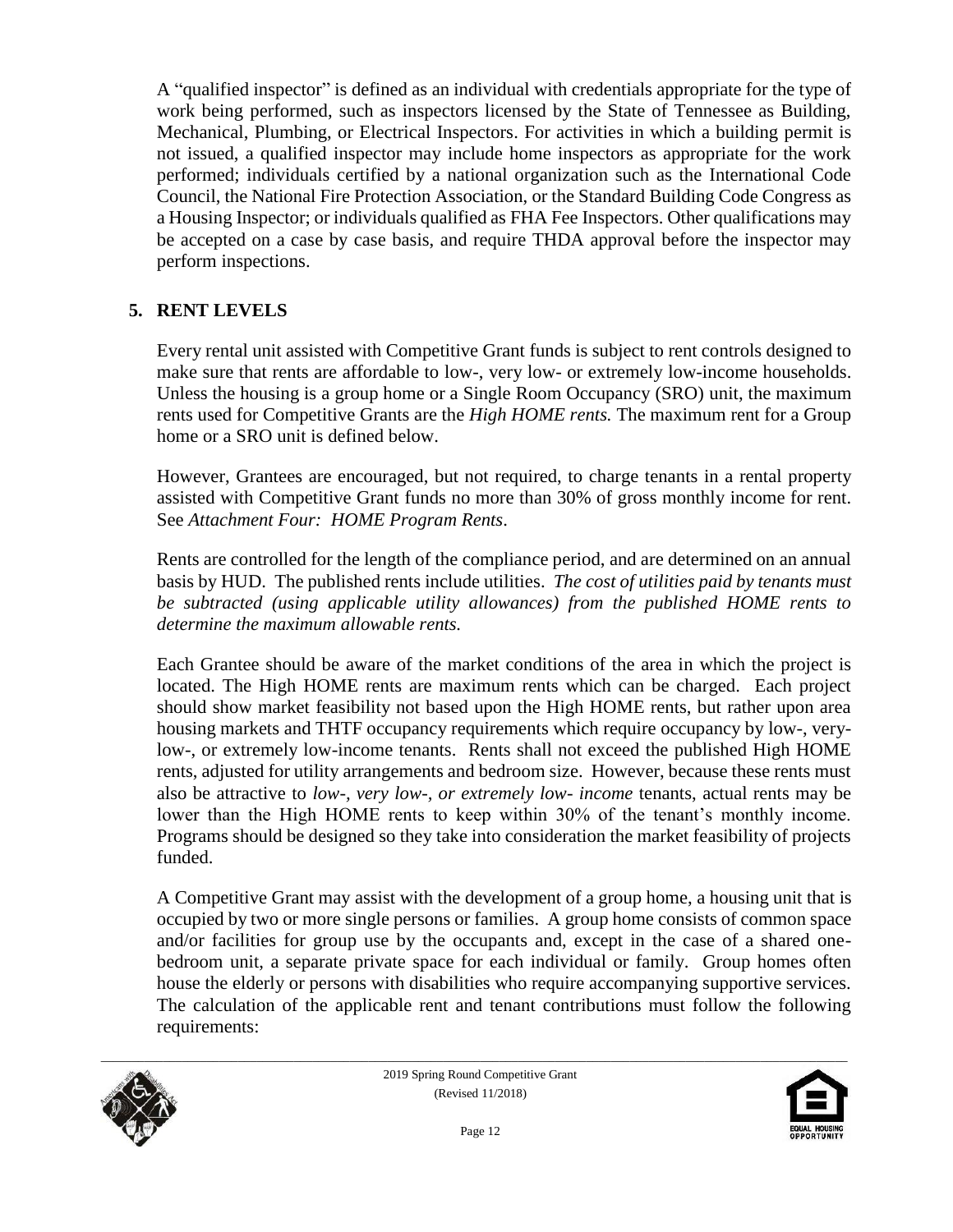A "qualified inspector" is defined as an individual with credentials appropriate for the type of work being performed, such as inspectors licensed by the State of Tennessee as Building, Mechanical, Plumbing, or Electrical Inspectors. For activities in which a building permit is not issued, a qualified inspector may include home inspectors as appropriate for the work performed; individuals certified by a national organization such as the International Code Council, the National Fire Protection Association, or the Standard Building Code Congress as a Housing Inspector; or individuals qualified as FHA Fee Inspectors. Other qualifications may be accepted on a case by case basis, and require THDA approval before the inspector may perform inspections.

## 5. RENT LEVELS

Every rental unit assisted with Competitive Grant funds is subject to rent controls designed to make sure that rents are affordable to low-, very low- or extremely low-income households. Unless the housing is a group home or a Single Room Occupancy (SRO) unit, the maximum rents used for Competitive Grants are the *High HOME rents.* The maximum rent for a Group home or a SRO unit is defined below.

However, Grantees are encouraged, but not required, to charge tenants in a rental property assisted with Competitive Grant funds no more than 30% of gross monthly income for rent. See *Attachment Four: HOME Program Rents*.

Rents are controlled for the length of the compliance period, and are determined on an annual basis by HUD. The published rents include utilities. *The cost of utilities paid by tenants must be subtracted (using applicable utility allowances) from the published HOME rents to determine the maximum allowable rents.*

Each Grantee should be aware of the market conditions of the area in which the project is located. The High HOME rents are maximum rents which can be charged. Each project should show market feasibility not based upon the High HOME rents, but rather upon area housing markets and THTF occupancy requirements which require occupancy by low-, very-low-, or extremely low-income tenants. Rents shall not exceed the published High HOME rents, adjusted for utility arrangements and bedroom size. However, because these rents must also be attractive to *low-, very low-, or extremely low- income* tenants, actual rents may be lower than the High HOME rents to keep within 30% of the tenant's monthly income. Programs should be designed so they take into consideration the market feasibility of projects funded.

A Competitive Grant may assist with the development of a group home, a housing unit that is occupied by two or more single persons or families. A group home consists of common space and/or facilities for group use by the occupants and, except in the case of a shared one-bedroom unit, a separate private space for each individual or family. Group homes often house the elderly or persons with disabilities who require accompanying supportive services. The calculation of the applicable rent and tenant contributions must follow the following requirements: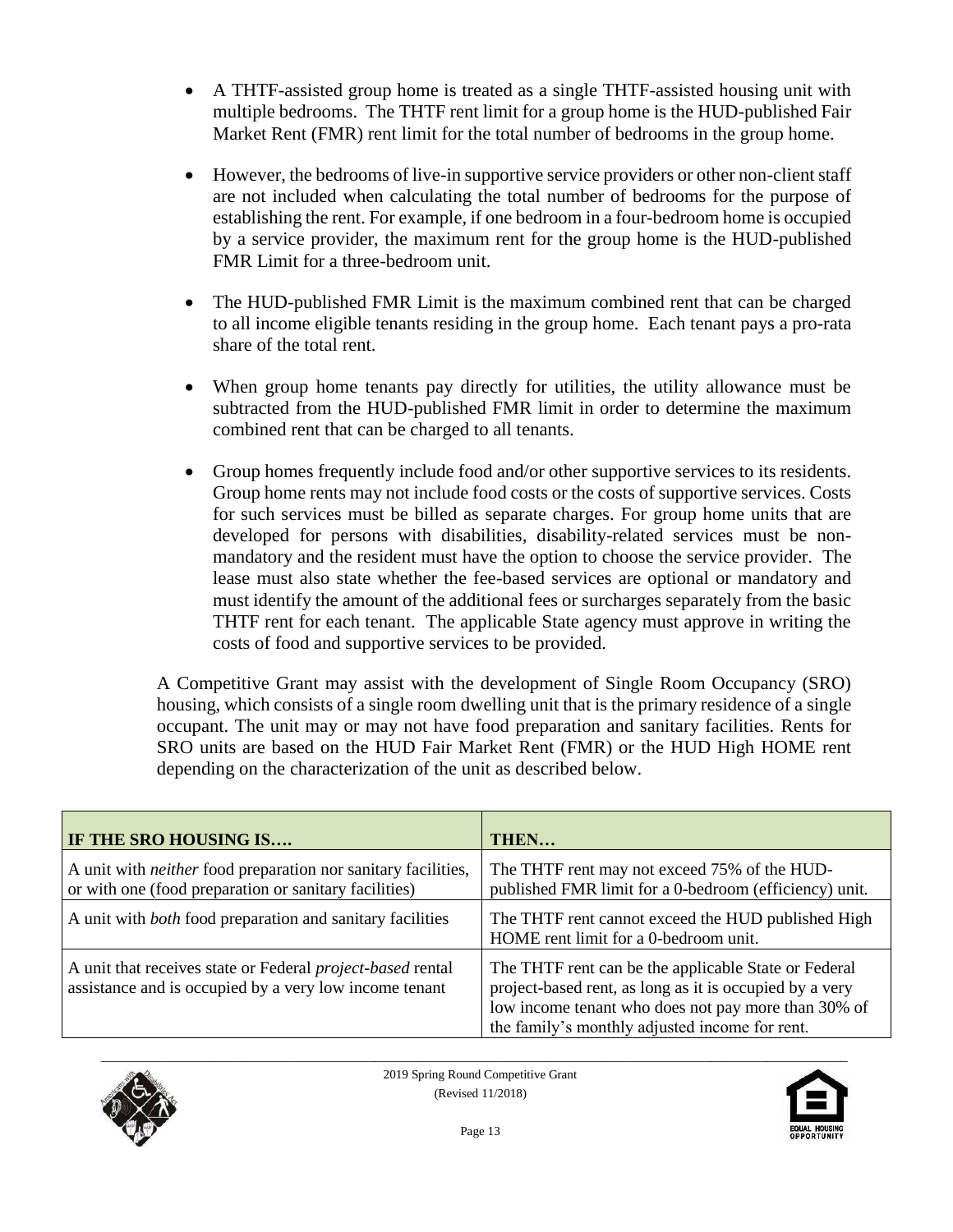- A THTF-assisted group home is treated as a single THTF-assisted housing unit with multiple bedrooms. The THTF rent limit for a group home is the HUD-published Fair Market Rent (FMR) rent limit for the total number of bedrooms in the group home.

- However, the bedrooms of live-in supportive service providers or other non-client staff are not included when calculating the total number of bedrooms for the purpose of establishing the rent. For example, if one bedroom in a four-bedroom home is occupied by a service provider, the maximum rent for the group home is the HUD-published FMR Limit for a three-bedroom unit.

- The HUD-published FMR Limit is the maximum combined rent that can be charged to all income eligible tenants residing in the group home. Each tenant pays a pro-rata share of the total rent.

- When group home tenants pay directly for utilities, the utility allowance must be subtracted from the HUD-published FMR limit in order to determine the maximum combined rent that can be charged to all tenants.

- Group homes frequently include food and/or other supportive services to its residents. Group home rents may not include food costs or the costs of supportive services. Costs for such services must be billed as separate charges. For group home units that are developed for persons with disabilities, disability-related services must be non-mandatory and the resident must have the option to choose the service provider. The lease must also state whether the fee-based services are optional or mandatory and must identify the amount of the additional fees or surcharges separately from the basic THTF rent for each tenant. The applicable State agency must approve in writing the costs of food and supportive services to be provided.

A Competitive Grant may assist with the development of Single Room Occupancy (SRO) housing, which consists of a single room dwelling unit that is the primary residence of a single occupant. The unit may or may not have food preparation and sanitary facilities. Rents for SRO units are based on the HUD Fair Market Rent (FMR) or the HUD High HOME rent depending on the characterization of the unit as described below.

| **IF THE SRO HOUSING IS….** | **THEN…** |
|---|---|
| A unit with *neither* food preparation nor sanitary facilities, or with one (food preparation or sanitary facilities) | The THTF rent may not exceed 75% of the HUD-published FMR limit for a 0-bedroom (efficiency) unit. |
| A unit with *both* food preparation and sanitary facilities | The THTF rent cannot exceed the HUD published High HOME rent limit for a 0-bedroom unit. |
| A unit that receives state or Federal *project-based* rental assistance and is occupied by a very low income tenant | The THTF rent can be the applicable State or Federal project-based rent, as long as it is occupied by a very low income tenant who does not pay more than 30% of the family's monthly adjusted income for rent. |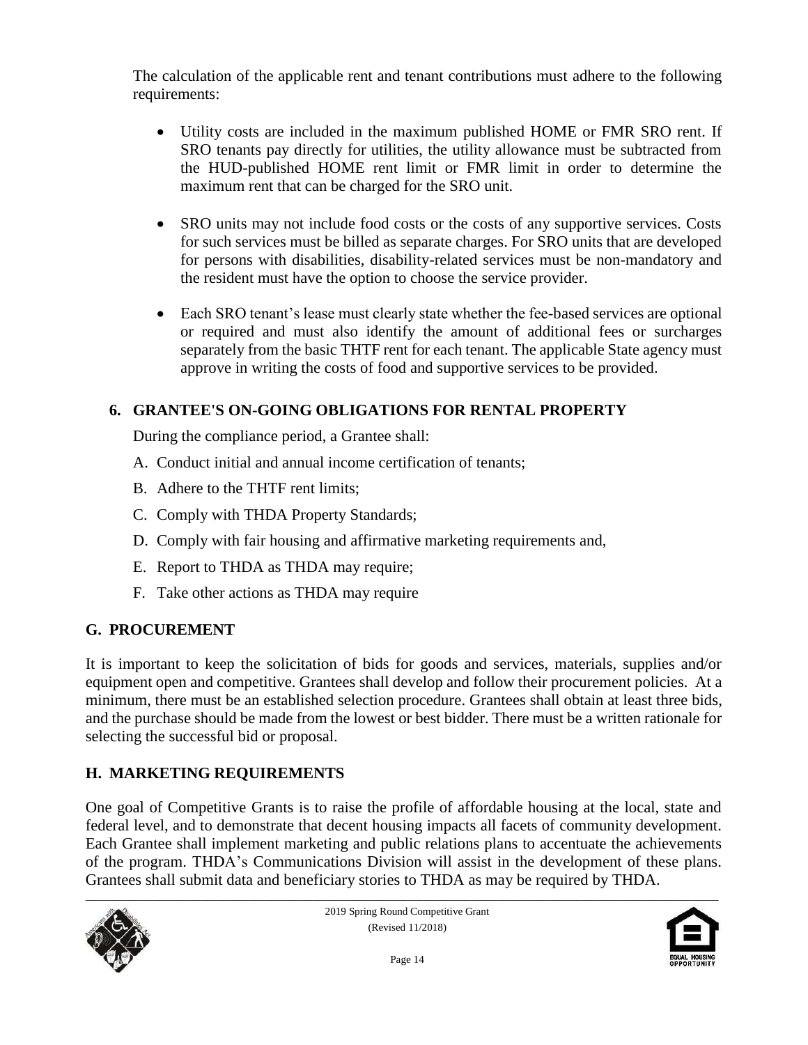The calculation of the applicable rent and tenant contributions must adhere to the following requirements:

- Utility costs are included in the maximum published HOME or FMR SRO rent. If SRO tenants pay directly for utilities, the utility allowance must be subtracted from the HUD-published HOME rent limit or FMR limit in order to determine the maximum rent that can be charged for the SRO unit.
- SRO units may not include food costs or the costs of any supportive services. Costs for such services must be billed as separate charges. For SRO units that are developed for persons with disabilities, disability-related services must be non-mandatory and the resident must have the option to choose the service provider.
- Each SRO tenant's lease must clearly state whether the fee-based services are optional or required and must also identify the amount of additional fees or surcharges separately from the basic THTF rent for each tenant. The applicable State agency must approve in writing the costs of food and supportive services to be provided.

### 6. GRANTEE'S ON-GOING OBLIGATIONS FOR RENTAL PROPERTY

During the compliance period, a Grantee shall:

A. Conduct initial and annual income certification of tenants;

B. Adhere to the THTF rent limits;

C. Comply with THDA Property Standards;

D. Comply with fair housing and affirmative marketing requirements and,

E. Report to THDA as THDA may require;

F. Take other actions as THDA may require

## G. PROCUREMENT

It is important to keep the solicitation of bids for goods and services, materials, supplies and/or equipment open and competitive. Grantees shall develop and follow their procurement policies. At a minimum, there must be an established selection procedure. Grantees shall obtain at least three bids, and the purchase should be made from the lowest or best bidder. There must be a written rationale for selecting the successful bid or proposal.

## H. MARKETING REQUIREMENTS

One goal of Competitive Grants is to raise the profile of affordable housing at the local, state and federal level, and to demonstrate that decent housing impacts all facets of community development. Each Grantee shall implement marketing and public relations plans to accentuate the achievements of the program. THDA's Communications Division will assist in the development of these plans. Grantees shall submit data and beneficiary stories to THDA as may be required by THDA.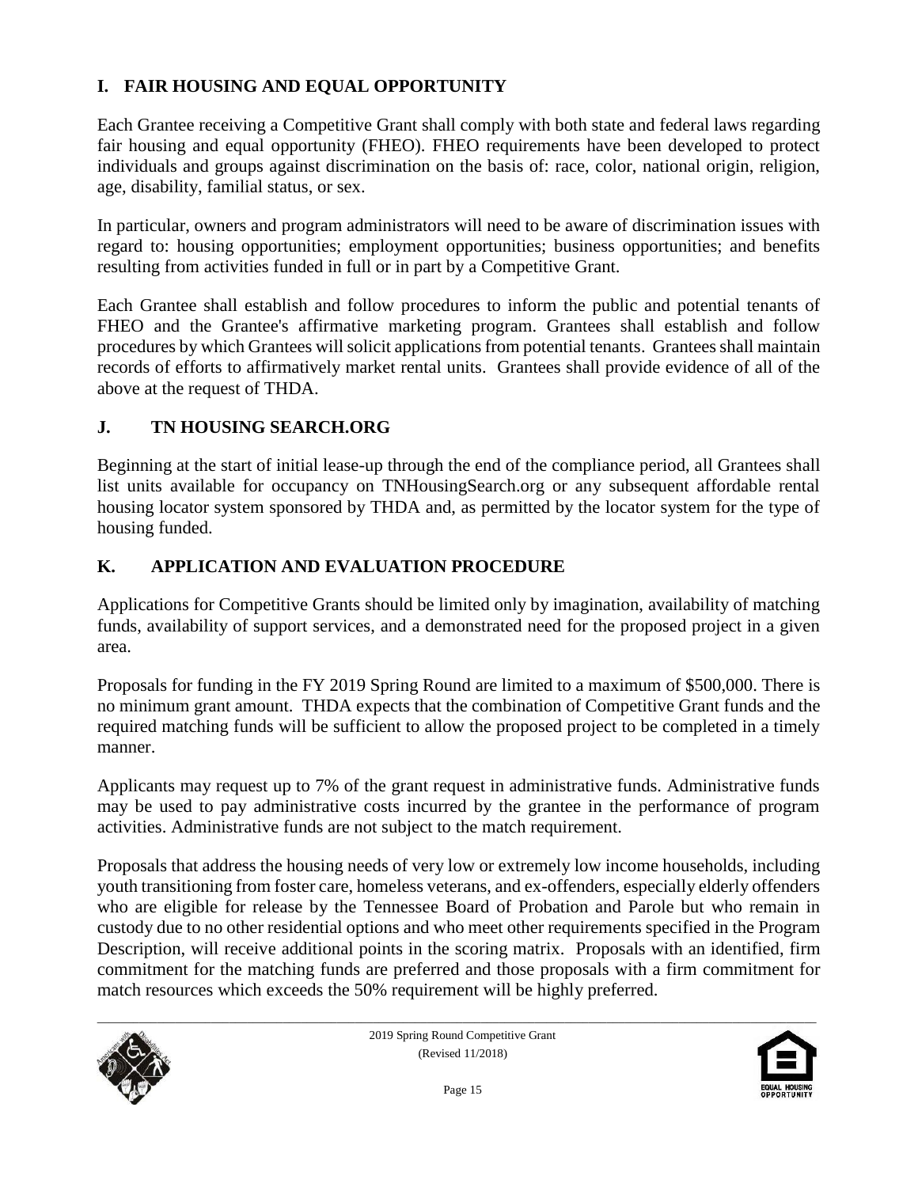## I. FAIR HOUSING AND EQUAL OPPORTUNITY

Each Grantee receiving a Competitive Grant shall comply with both state and federal laws regarding fair housing and equal opportunity (FHEO). FHEO requirements have been developed to protect individuals and groups against discrimination on the basis of: race, color, national origin, religion, age, disability, familial status, or sex.

In particular, owners and program administrators will need to be aware of discrimination issues with regard to: housing opportunities; employment opportunities; business opportunities; and benefits resulting from activities funded in full or in part by a Competitive Grant.

Each Grantee shall establish and follow procedures to inform the public and potential tenants of FHEO and the Grantee's affirmative marketing program. Grantees shall establish and follow procedures by which Grantees will solicit applications from potential tenants. Grantees shall maintain records of efforts to affirmatively market rental units. Grantees shall provide evidence of all of the above at the request of THDA.

## J. TN HOUSING SEARCH.ORG

Beginning at the start of initial lease-up through the end of the compliance period, all Grantees shall list units available for occupancy on TNHousingSearch.org or any subsequent affordable rental housing locator system sponsored by THDA and, as permitted by the locator system for the type of housing funded.

## K. APPLICATION AND EVALUATION PROCEDURE

Applications for Competitive Grants should be limited only by imagination, availability of matching funds, availability of support services, and a demonstrated need for the proposed project in a given area.

Proposals for funding in the FY 2019 Spring Round are limited to a maximum of $500,000. There is no minimum grant amount. THDA expects that the combination of Competitive Grant funds and the required matching funds will be sufficient to allow the proposed project to be completed in a timely manner.

Applicants may request up to 7% of the grant request in administrative funds. Administrative funds may be used to pay administrative costs incurred by the grantee in the performance of program activities. Administrative funds are not subject to the match requirement.

Proposals that address the housing needs of very low or extremely low income households, including youth transitioning from foster care, homeless veterans, and ex-offenders, especially elderly offenders who are eligible for release by the Tennessee Board of Probation and Parole but who remain in custody due to no other residential options and who meet other requirements specified in the Program Description, will receive additional points in the scoring matrix. Proposals with an identified, firm commitment for the matching funds are preferred and those proposals with a firm commitment for match resources which exceeds the 50% requirement will be highly preferred.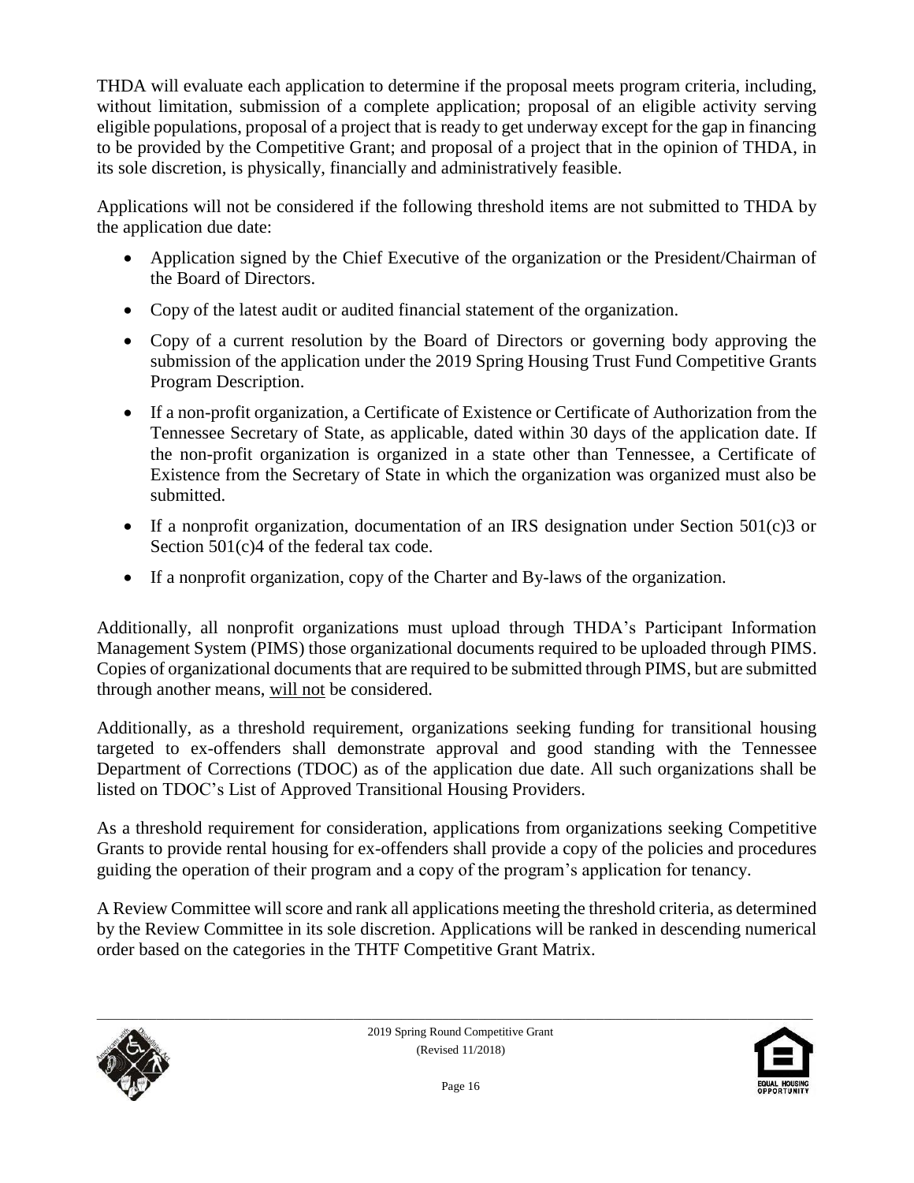THDA will evaluate each application to determine if the proposal meets program criteria, including, without limitation, submission of a complete application; proposal of an eligible activity serving eligible populations, proposal of a project that is ready to get underway except for the gap in financing to be provided by the Competitive Grant; and proposal of a project that in the opinion of THDA, in its sole discretion, is physically, financially and administratively feasible.

Applications will not be considered if the following threshold items are not submitted to THDA by the application due date:

- Application signed by the Chief Executive of the organization or the President/Chairman of the Board of Directors.
- Copy of the latest audit or audited financial statement of the organization.
- Copy of a current resolution by the Board of Directors or governing body approving the submission of the application under the 2019 Spring Housing Trust Fund Competitive Grants Program Description.
- If a non-profit organization, a Certificate of Existence or Certificate of Authorization from the Tennessee Secretary of State, as applicable, dated within 30 days of the application date. If the non-profit organization is organized in a state other than Tennessee, a Certificate of Existence from the Secretary of State in which the organization was organized must also be submitted.
- If a nonprofit organization, documentation of an IRS designation under Section 501(c)3 or Section 501(c)4 of the federal tax code.
- If a nonprofit organization, copy of the Charter and By-laws of the organization.

Additionally, all nonprofit organizations must upload through THDA's Participant Information Management System (PIMS) those organizational documents required to be uploaded through PIMS. Copies of organizational documents that are required to be submitted through PIMS, but are submitted through another means, <u>will not</u> be considered.

Additionally, as a threshold requirement, organizations seeking funding for transitional housing targeted to ex-offenders shall demonstrate approval and good standing with the Tennessee Department of Corrections (TDOC) as of the application due date. All such organizations shall be listed on TDOC's List of Approved Transitional Housing Providers.

As a threshold requirement for consideration, applications from organizations seeking Competitive Grants to provide rental housing for ex-offenders shall provide a copy of the policies and procedures guiding the operation of their program and a copy of the program's application for tenancy.

A Review Committee will score and rank all applications meeting the threshold criteria, as determined by the Review Committee in its sole discretion. Applications will be ranked in descending numerical order based on the categories in the THTF Competitive Grant Matrix.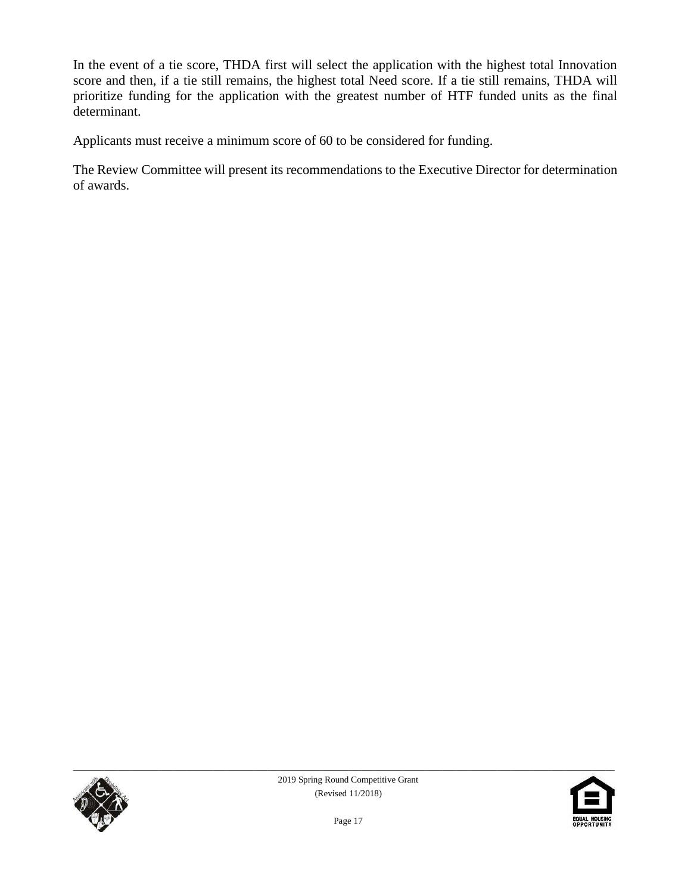In the event of a tie score, THDA first will select the application with the highest total Innovation score and then, if a tie still remains, the highest total Need score. If a tie still remains, THDA will prioritize funding for the application with the greatest number of HTF funded units as the final determinant.

Applicants must receive a minimum score of 60 to be considered for funding.

The Review Committee will present its recommendations to the Executive Director for determination of awards.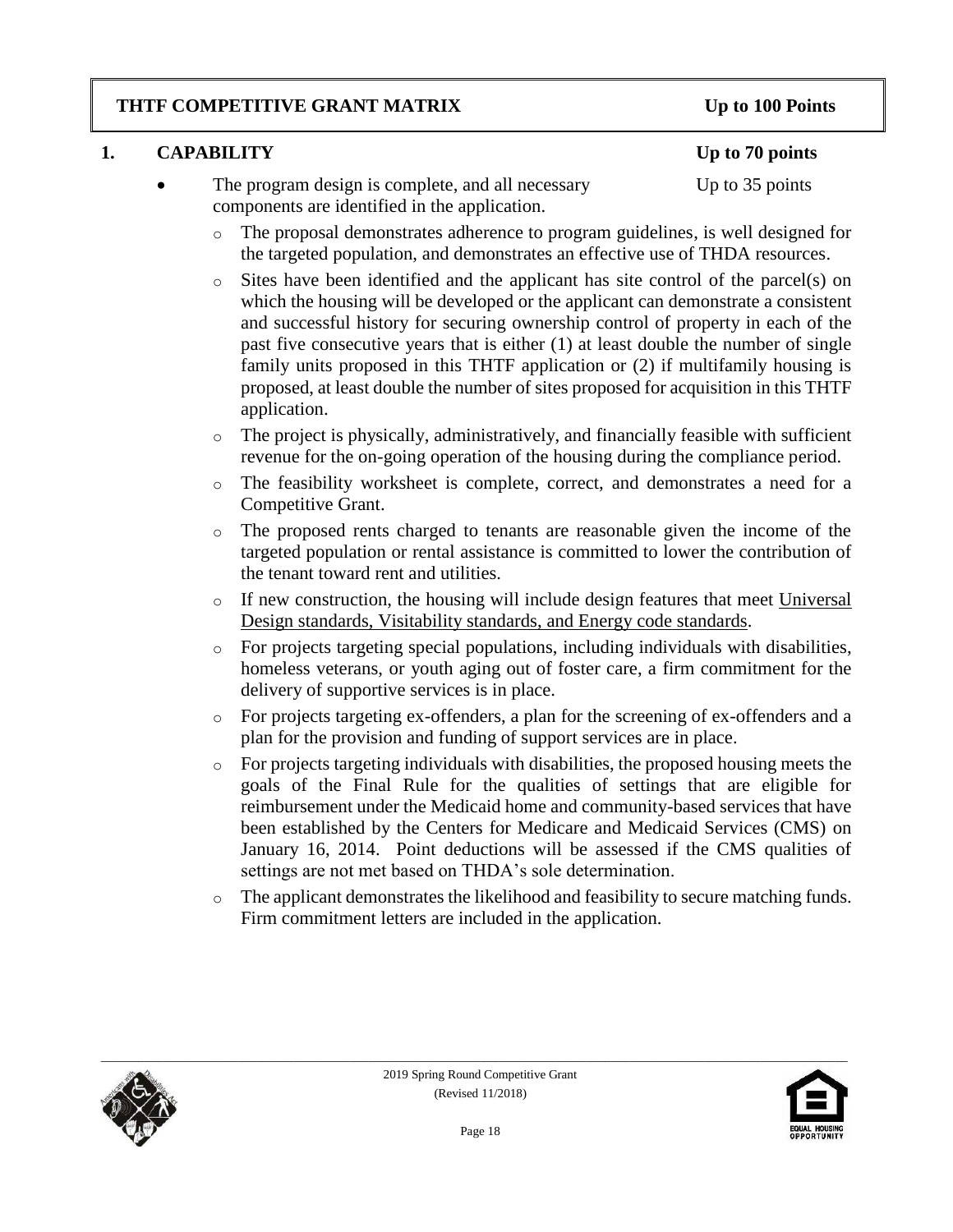## THTF COMPETITIVE GRANT MATRIX — Up to 100 Points

### 1. CAPABILITY — Up to 70 points

- The program design is complete, and all necessary components are identified in the application. — Up to 35 points
  - The proposal demonstrates adherence to program guidelines, is well designed for the targeted population, and demonstrates an effective use of THDA resources.
  - Sites have been identified and the applicant has site control of the parcel(s) on which the housing will be developed or the applicant can demonstrate a consistent and successful history for securing ownership control of property in each of the past five consecutive years that is either (1) at least double the number of single family units proposed in this THTF application or (2) if multifamily housing is proposed, at least double the number of sites proposed for acquisition in this THTF application.
  - The project is physically, administratively, and financially feasible with sufficient revenue for the on-going operation of the housing during the compliance period.
  - The feasibility worksheet is complete, correct, and demonstrates a need for a Competitive Grant.
  - The proposed rents charged to tenants are reasonable given the income of the targeted population or rental assistance is committed to lower the contribution of the tenant toward rent and utilities.
  - If new construction, the housing will include design features that meet Universal Design standards, Visitability standards, and Energy code standards.
  - For projects targeting special populations, including individuals with disabilities, homeless veterans, or youth aging out of foster care, a firm commitment for the delivery of supportive services is in place.
  - For projects targeting ex-offenders, a plan for the screening of ex-offenders and a plan for the provision and funding of support services are in place.
  - For projects targeting individuals with disabilities, the proposed housing meets the goals of the Final Rule for the qualities of settings that are eligible for reimbursement under the Medicaid home and community-based services that have been established by the Centers for Medicare and Medicaid Services (CMS) on January 16, 2014. Point deductions will be assessed if the CMS qualities of settings are not met based on THDA's sole determination.
  - The applicant demonstrates the likelihood and feasibility to secure matching funds. Firm commitment letters are included in the application.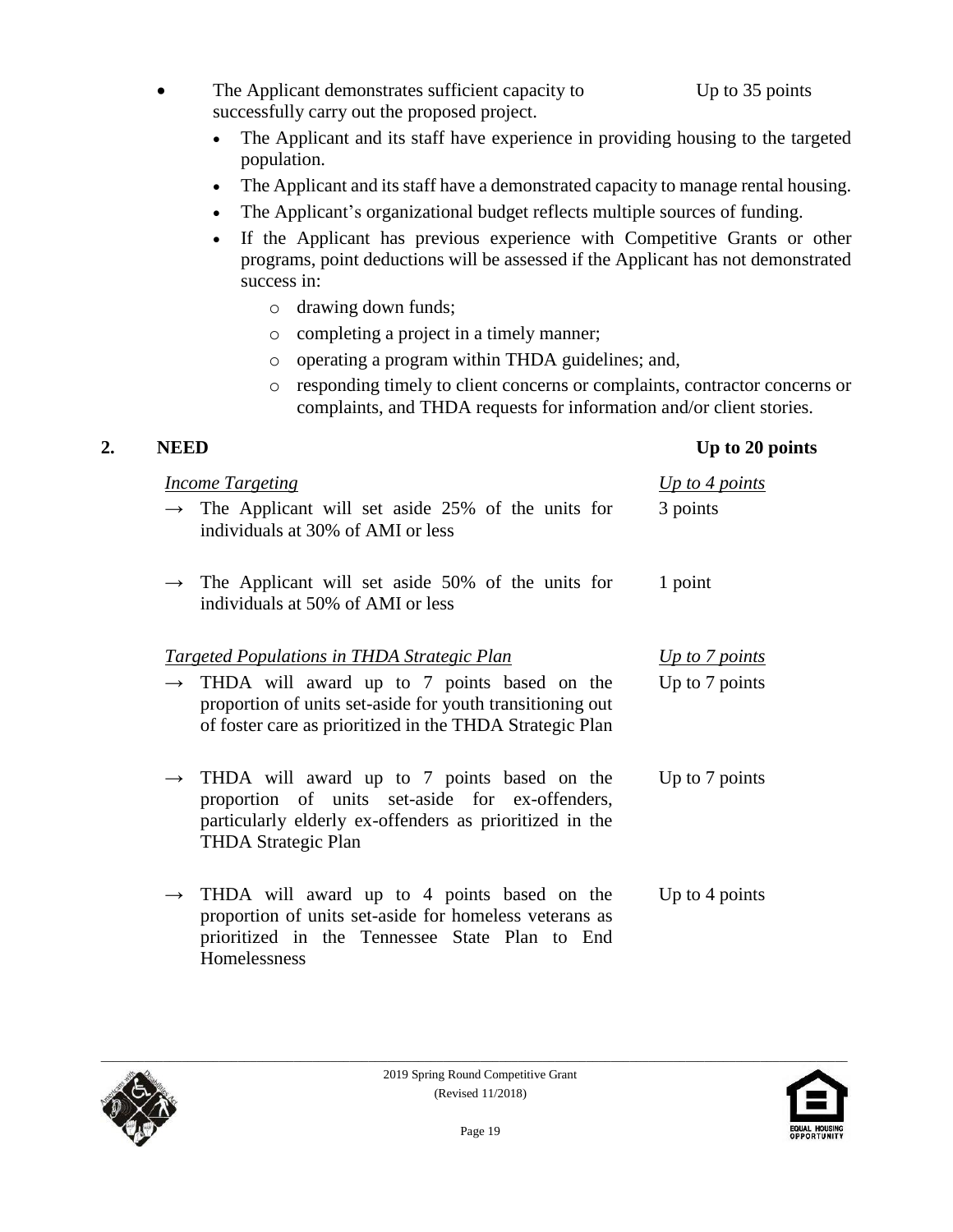- The Applicant demonstrates sufficient capacity to successfully carry out the proposed project. — Up to 35 points
  - The Applicant and its staff have experience in providing housing to the targeted population.
  - The Applicant and its staff have a demonstrated capacity to manage rental housing.
  - The Applicant's organizational budget reflects multiple sources of funding.
  - If the Applicant has previous experience with Competitive Grants or other programs, point deductions will be assessed if the Applicant has not demonstrated success in:
    - drawing down funds;
    - completing a project in a timely manner;
    - operating a program within THDA guidelines; and,
    - responding timely to client concerns or complaints, contractor concerns or complaints, and THDA requests for information and/or client stories.

## 2. NEED — Up to 20 points

| | |
|---|---|
| *Income Targeting* | *Up to 4 points* |
| → The Applicant will set aside 25% of the units for individuals at 30% of AMI or less | 3 points |
| → The Applicant will set aside 50% of the units for individuals at 50% of AMI or less | 1 point |
| *Targeted Populations in THDA Strategic Plan* | *Up to 7 points* |
| → THDA will award up to 7 points based on the proportion of units set-aside for youth transitioning out of foster care as prioritized in the THDA Strategic Plan | Up to 7 points |
| → THDA will award up to 7 points based on the proportion of units set-aside for ex-offenders, particularly elderly ex-offenders as prioritized in the THDA Strategic Plan | Up to 7 points |
| → THDA will award up to 4 points based on the proportion of units set-aside for homeless veterans as prioritized in the Tennessee State Plan to End Homelessness | Up to 4 points |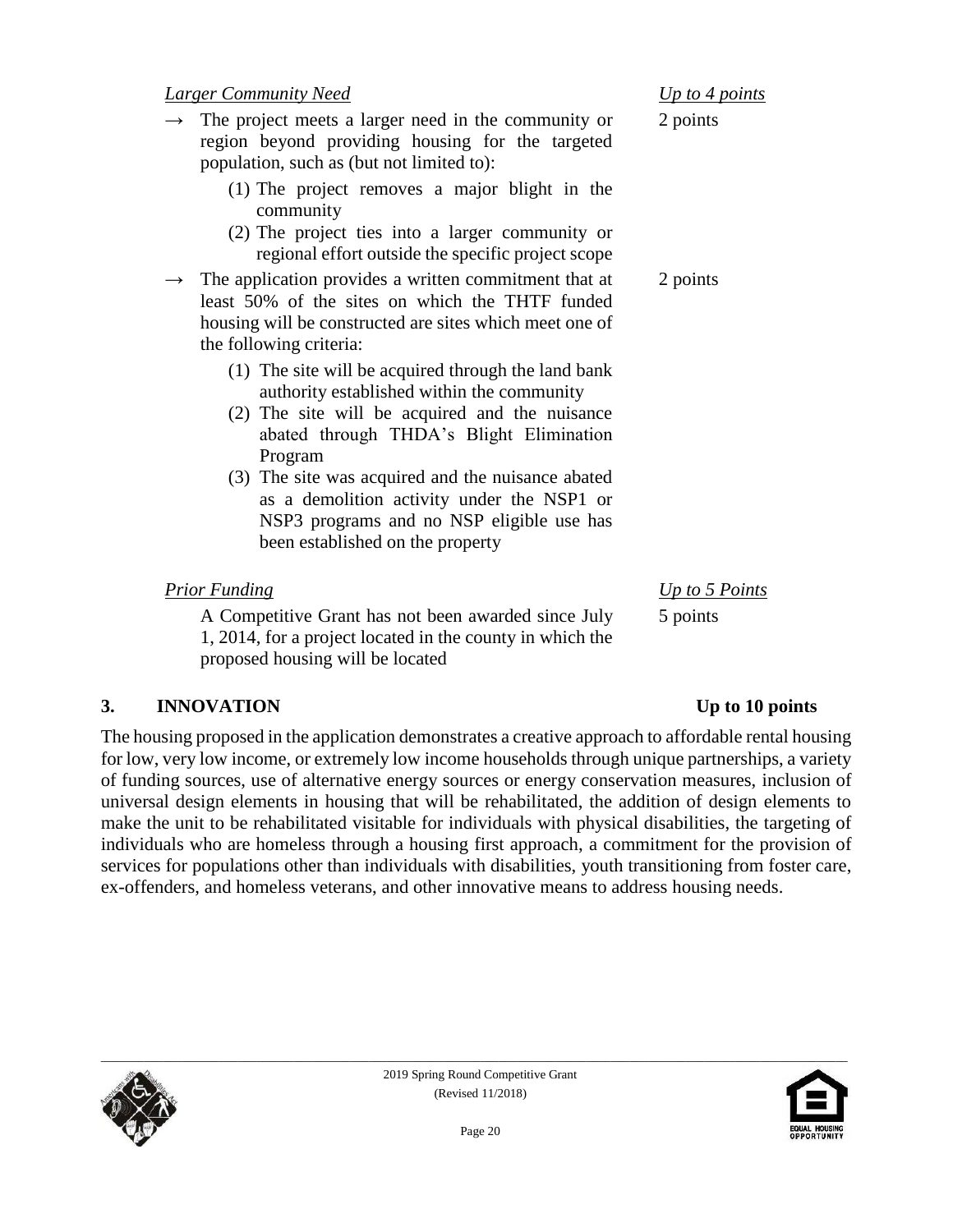*Larger Community Need* — *Up to 4 points*

→ The project meets a larger need in the community or region beyond providing housing for the targeted population, such as (but not limited to): — 2 points

(1) The project removes a major blight in the community
(2) The project ties into a larger community or regional effort outside the specific project scope

→ The application provides a written commitment that at least 50% of the sites on which the THTF funded housing will be constructed are sites which meet one of the following criteria: — 2 points

(1) The site will be acquired through the land bank authority established within the community
(2) The site will be acquired and the nuisance abated through THDA's Blight Elimination Program
(3) The site was acquired and the nuisance abated as a demolition activity under the NSP1 or NSP3 programs and no NSP eligible use has been established on the property

*Prior Funding* — *Up to 5 Points*

A Competitive Grant has not been awarded since July 1, 2014, for a project located in the county in which the proposed housing will be located — 5 points

## 3. INNOVATION — Up to 10 points

The housing proposed in the application demonstrates a creative approach to affordable rental housing for low, very low income, or extremely low income households through unique partnerships, a variety of funding sources, use of alternative energy sources or energy conservation measures, inclusion of universal design elements in housing that will be rehabilitated, the addition of design elements to make the unit to be rehabilitated visitable for individuals with physical disabilities, the targeting of individuals who are homeless through a housing first approach, a commitment for the provision of services for populations other than individuals with disabilities, youth transitioning from foster care, ex-offenders, and homeless veterans, and other innovative means to address housing needs.